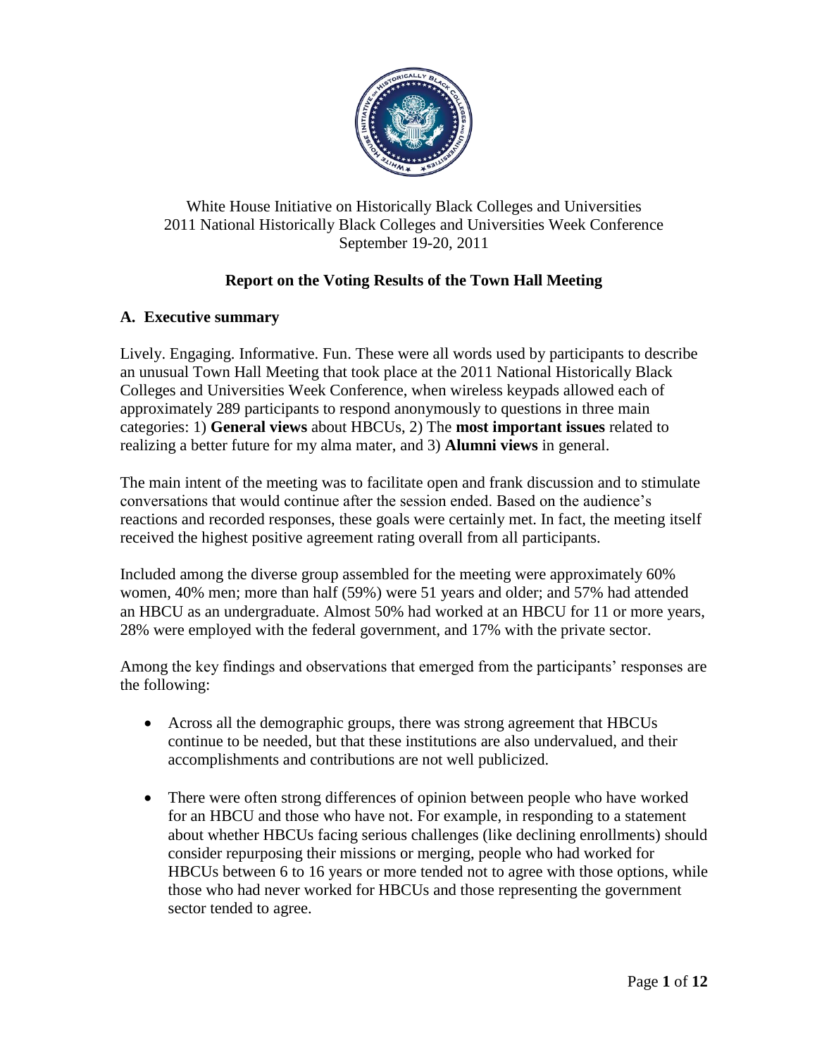White House Initiative on Historically Black Colleges and Universities
2011 National Historically Black Colleges and Universities Week Conference
September 19-20, 2011

# Report on the Voting Results of the Town Hall Meeting

## A. Executive summary

Lively. Engaging. Informative. Fun. These were all words used by participants to describe an unusual Town Hall Meeting that took place at the 2011 National Historically Black Colleges and Universities Week Conference, when wireless keypads allowed each of approximately 289 participants to respond anonymously to questions in three main categories: 1) **General views** about HBCUs, 2) The **most important issues** related to realizing a better future for my alma mater, and 3) **Alumni views** in general.

The main intent of the meeting was to facilitate open and frank discussion and to stimulate conversations that would continue after the session ended. Based on the audience's reactions and recorded responses, these goals were certainly met. In fact, the meeting itself received the highest positive agreement rating overall from all participants.

Included among the diverse group assembled for the meeting were approximately 60% women, 40% men; more than half (59%) were 51 years and older; and 57% had attended an HBCU as an undergraduate. Almost 50% had worked at an HBCU for 11 or more years, 28% were employed with the federal government, and 17% with the private sector.

Among the key findings and observations that emerged from the participants' responses are the following:

- Across all the demographic groups, there was strong agreement that HBCUs continue to be needed, but that these institutions are also undervalued, and their accomplishments and contributions are not well publicized.
- There were often strong differences of opinion between people who have worked for an HBCU and those who have not. For example, in responding to a statement about whether HBCUs facing serious challenges (like declining enrollments) should consider repurposing their missions or merging, people who had worked for HBCUs between 6 to 16 years or more tended not to agree with those options, while those who had never worked for HBCUs and those representing the government sector tended to agree.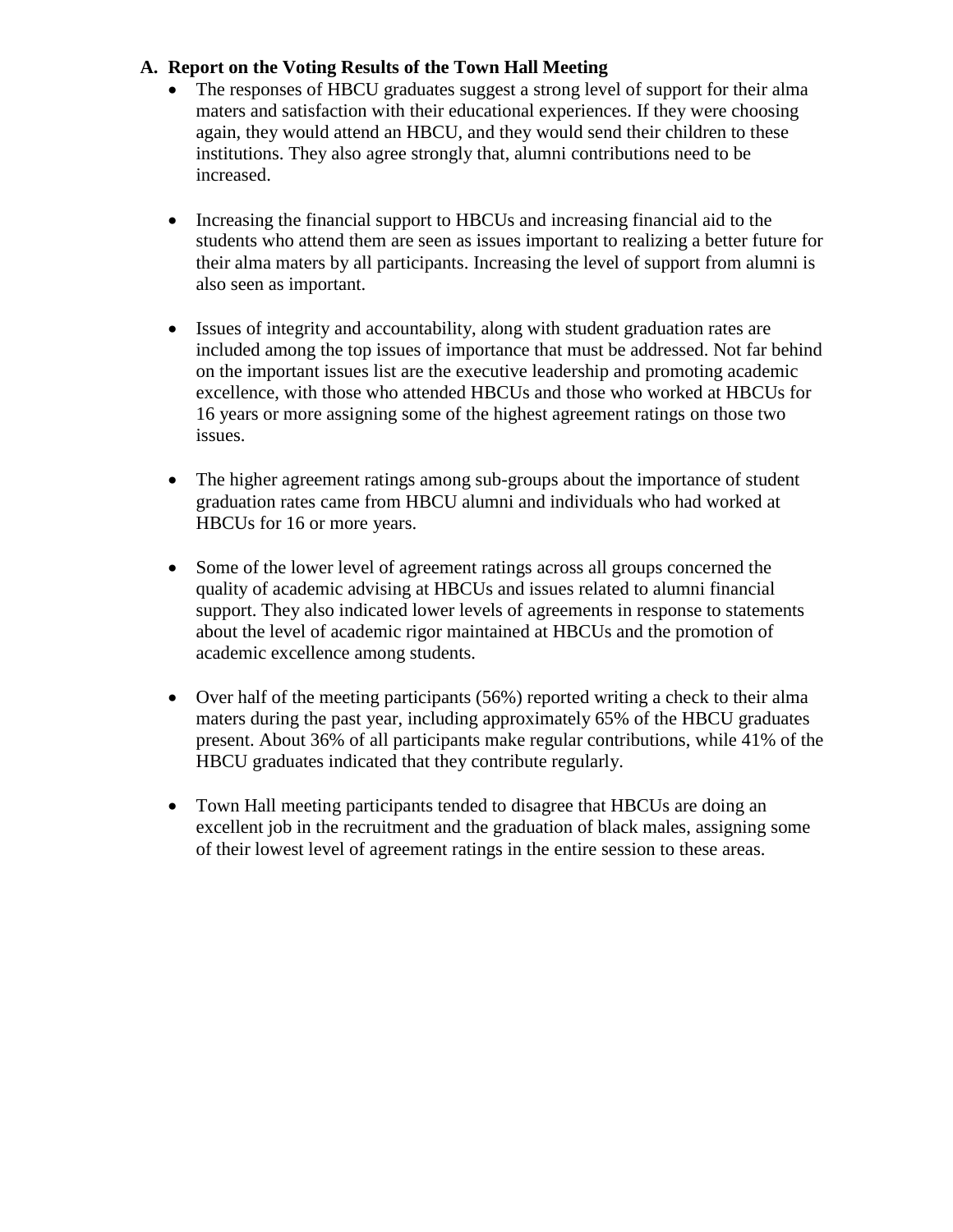### A. Report on the Voting Results of the Town Hall Meeting

- The responses of HBCU graduates suggest a strong level of support for their alma maters and satisfaction with their educational experiences. If they were choosing again, they would attend an HBCU, and they would send their children to these institutions. They also agree strongly that, alumni contributions need to be increased.

- Increasing the financial support to HBCUs and increasing financial aid to the students who attend them are seen as issues important to realizing a better future for their alma maters by all participants. Increasing the level of support from alumni is also seen as important.

- Issues of integrity and accountability, along with student graduation rates are included among the top issues of importance that must be addressed. Not far behind on the important issues list are the executive leadership and promoting academic excellence, with those who attended HBCUs and those who worked at HBCUs for 16 years or more assigning some of the highest agreement ratings on those two issues.

- The higher agreement ratings among sub-groups about the importance of student graduation rates came from HBCU alumni and individuals who had worked at HBCUs for 16 or more years.

- Some of the lower level of agreement ratings across all groups concerned the quality of academic advising at HBCUs and issues related to alumni financial support. They also indicated lower levels of agreements in response to statements about the level of academic rigor maintained at HBCUs and the promotion of academic excellence among students.

- Over half of the meeting participants (56%) reported writing a check to their alma maters during the past year, including approximately 65% of the HBCU graduates present. About 36% of all participants make regular contributions, while 41% of the HBCU graduates indicated that they contribute regularly.

- Town Hall meeting participants tended to disagree that HBCUs are doing an excellent job in the recruitment and the graduation of black males, assigning some of their lowest level of agreement ratings in the entire session to these areas.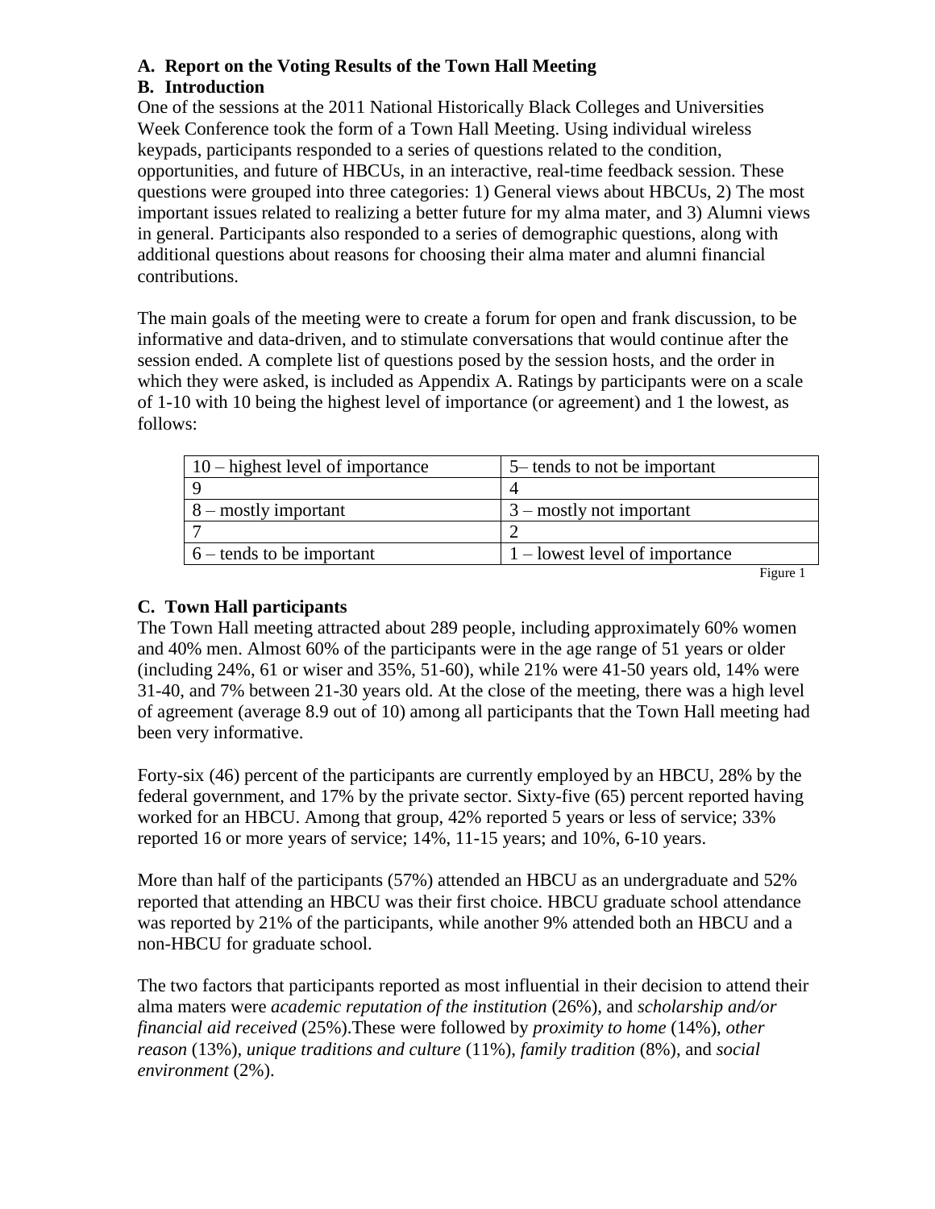## A. Report on the Voting Results of the Town Hall Meeting

## B. Introduction

One of the sessions at the 2011 National Historically Black Colleges and Universities Week Conference took the form of a Town Hall Meeting. Using individual wireless keypads, participants responded to a series of questions related to the condition, opportunities, and future of HBCUs, in an interactive, real-time feedback session. These questions were grouped into three categories: 1) General views about HBCUs, 2) The most important issues related to realizing a better future for my alma mater, and 3) Alumni views in general. Participants also responded to a series of demographic questions, along with additional questions about reasons for choosing their alma mater and alumni financial contributions.

The main goals of the meeting were to create a forum for open and frank discussion, to be informative and data-driven, and to stimulate conversations that would continue after the session ended. A complete list of questions posed by the session hosts, and the order in which they were asked, is included as Appendix A. Ratings by participants were on a scale of 1-10 with 10 being the highest level of importance (or agreement) and 1 the lowest, as follows:

| 10 – highest level of importance | 5– tends to not be important |
|---|---|
| 9 | 4 |
| 8 – mostly important | 3 – mostly not important |
| 7 | 2 |
| 6 – tends to be important | 1 – lowest level of importance |

Figure 1

## C. Town Hall participants

The Town Hall meeting attracted about 289 people, including approximately 60% women and 40% men. Almost 60% of the participants were in the age range of 51 years or older (including 24%, 61 or wiser and 35%, 51-60), while 21% were 41-50 years old, 14% were 31-40, and 7% between 21-30 years old. At the close of the meeting, there was a high level of agreement (average 8.9 out of 10) among all participants that the Town Hall meeting had been very informative.

Forty-six (46) percent of the participants are currently employed by an HBCU, 28% by the federal government, and 17% by the private sector. Sixty-five (65) percent reported having worked for an HBCU. Among that group, 42% reported 5 years or less of service; 33% reported 16 or more years of service; 14%, 11-15 years; and 10%, 6-10 years.

More than half of the participants (57%) attended an HBCU as an undergraduate and 52% reported that attending an HBCU was their first choice. HBCU graduate school attendance was reported by 21% of the participants, while another 9% attended both an HBCU and a non-HBCU for graduate school.

The two factors that participants reported as most influential in their decision to attend their alma maters were *academic reputation of the institution* (26%), and *scholarship and/or financial aid received* (25%).These were followed by *proximity to home* (14%), *other reason* (13%), *unique traditions and culture* (11%), *family tradition* (8%), and *social environment* (2%).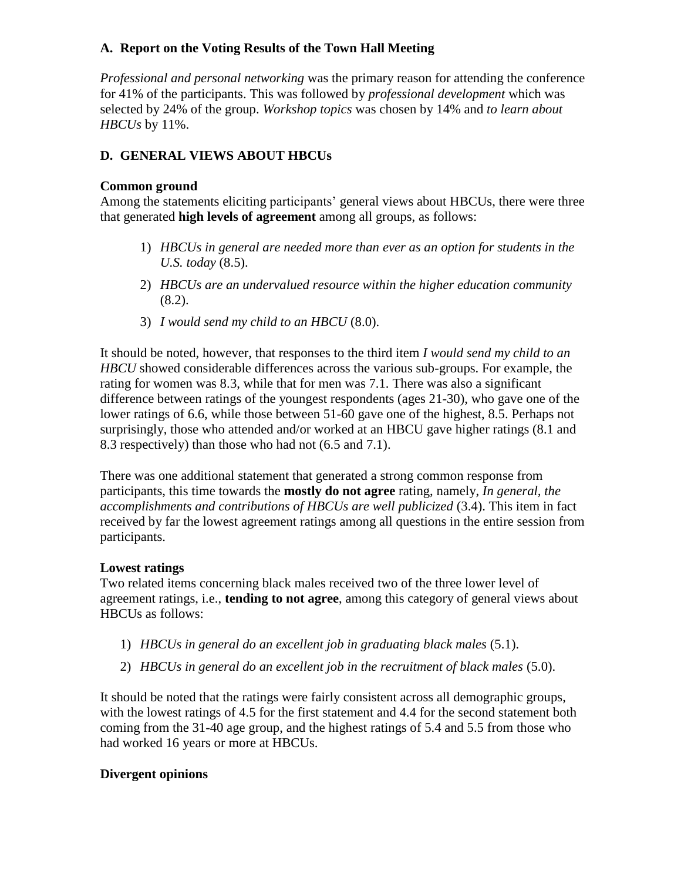### A. Report on the Voting Results of the Town Hall Meeting

*Professional and personal networking* was the primary reason for attending the conference for 41% of the participants. This was followed by *professional development* which was selected by 24% of the group. *Workshop topics* was chosen by 14% and *to learn about HBCUs* by 11%.

### D. GENERAL VIEWS ABOUT HBCUs

**Common ground**

Among the statements eliciting participants' general views about HBCUs, there were three that generated **high levels of agreement** among all groups, as follows:

1) *HBCUs in general are needed more than ever as an option for students in the U.S. today* (8.5).
2) *HBCUs are an undervalued resource within the higher education community* (8.2).
3) *I would send my child to an HBCU* (8.0).

It should be noted, however, that responses to the third item *I would send my child to an HBCU* showed considerable differences across the various sub-groups. For example, the rating for women was 8.3, while that for men was 7.1. There was also a significant difference between ratings of the youngest respondents (ages 21-30), who gave one of the lower ratings of 6.6, while those between 51-60 gave one of the highest, 8.5. Perhaps not surprisingly, those who attended and/or worked at an HBCU gave higher ratings (8.1 and 8.3 respectively) than those who had not (6.5 and 7.1).

There was one additional statement that generated a strong common response from participants, this time towards the **mostly do not agree** rating, namely, *In general, the accomplishments and contributions of HBCUs are well publicized* (3.4). This item in fact received by far the lowest agreement ratings among all questions in the entire session from participants.

**Lowest ratings**

Two related items concerning black males received two of the three lower level of agreement ratings, i.e., **tending to not agree**, among this category of general views about HBCUs as follows:

1) *HBCUs in general do an excellent job in graduating black males* (5.1).
2) *HBCUs in general do an excellent job in the recruitment of black males* (5.0).

It should be noted that the ratings were fairly consistent across all demographic groups, with the lowest ratings of 4.5 for the first statement and 4.4 for the second statement both coming from the 31-40 age group, and the highest ratings of 5.4 and 5.5 from those who had worked 16 years or more at HBCUs.

**Divergent opinions**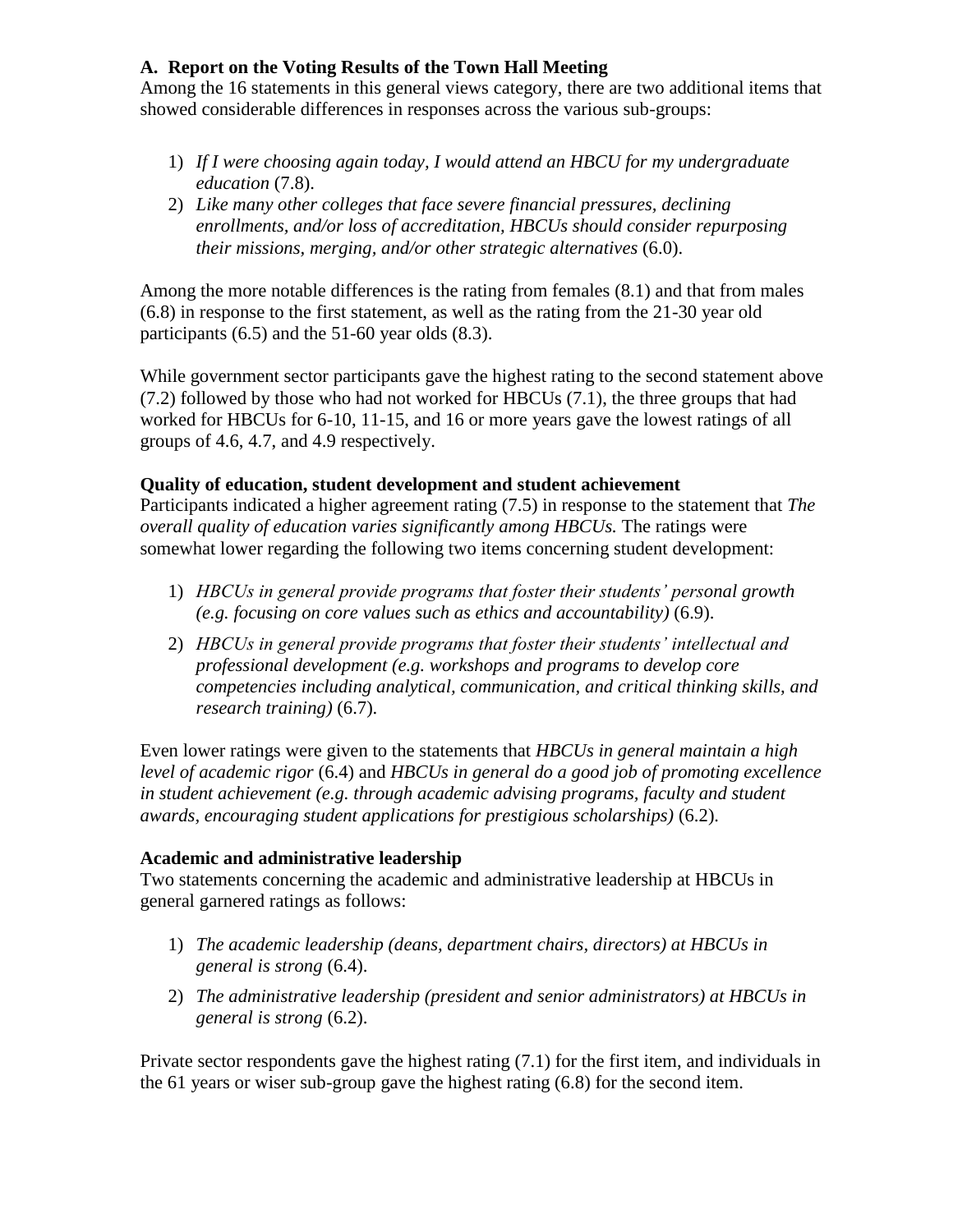### A. Report on the Voting Results of the Town Hall Meeting

Among the 16 statements in this general views category, there are two additional items that showed considerable differences in responses across the various sub-groups:

1) *If I were choosing again today, I would attend an HBCU for my undergraduate education* (7.8).
2) *Like many other colleges that face severe financial pressures, declining enrollments, and/or loss of accreditation, HBCUs should consider repurposing their missions, merging, and/or other strategic alternatives* (6.0).

Among the more notable differences is the rating from females (8.1) and that from males (6.8) in response to the first statement, as well as the rating from the 21-30 year old participants (6.5) and the 51-60 year olds (8.3).

While government sector participants gave the highest rating to the second statement above (7.2) followed by those who had not worked for HBCUs (7.1), the three groups that had worked for HBCUs for 6-10, 11-15, and 16 or more years gave the lowest ratings of all groups of 4.6, 4.7, and 4.9 respectively.

**Quality of education, student development and student achievement**

Participants indicated a higher agreement rating (7.5) in response to the statement that *The overall quality of education varies significantly among HBCUs.* The ratings were somewhat lower regarding the following two items concerning student development:

1) *HBCUs in general provide programs that foster their students' personal growth (e.g. focusing on core values such as ethics and accountability)* (6.9).
2) *HBCUs in general provide programs that foster their students' intellectual and professional development (e.g. workshops and programs to develop core competencies including analytical, communication, and critical thinking skills, and research training)* (6.7).

Even lower ratings were given to the statements that *HBCUs in general maintain a high level of academic rigor* (6.4) and *HBCUs in general do a good job of promoting excellence in student achievement (e.g. through academic advising programs, faculty and student awards, encouraging student applications for prestigious scholarships)* (6.2).

**Academic and administrative leadership**

Two statements concerning the academic and administrative leadership at HBCUs in general garnered ratings as follows:

1) *The academic leadership (deans, department chairs, directors) at HBCUs in general is strong* (6.4).
2) *The administrative leadership (president and senior administrators) at HBCUs in general is strong* (6.2).

Private sector respondents gave the highest rating (7.1) for the first item, and individuals in the 61 years or wiser sub-group gave the highest rating (6.8) for the second item.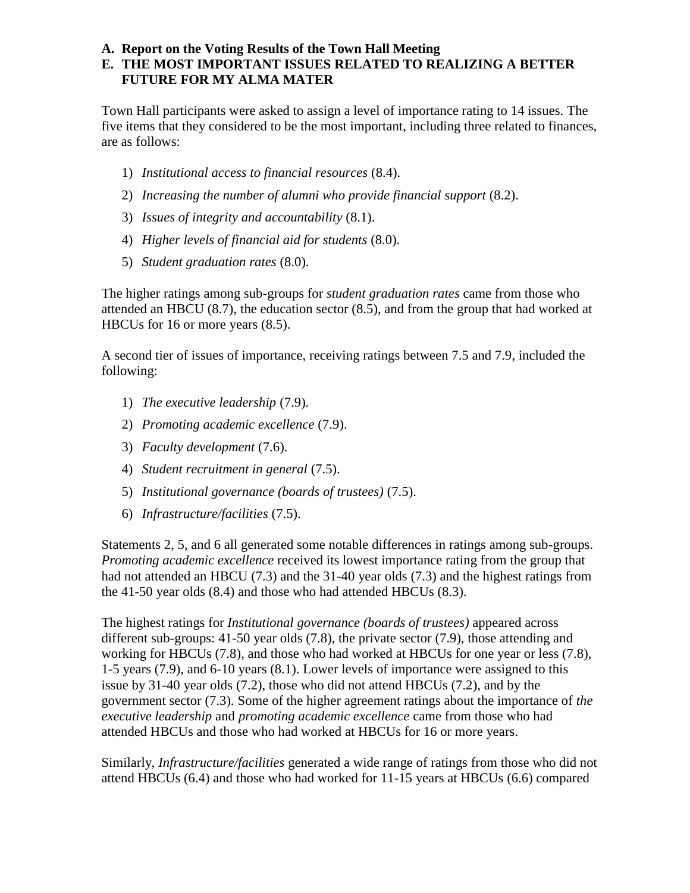**A. Report on the Voting Results of the Town Hall Meeting**

**E. THE MOST IMPORTANT ISSUES RELATED TO REALIZING A BETTER FUTURE FOR MY ALMA MATER**

Town Hall participants were asked to assign a level of importance rating to 14 issues. The five items that they considered to be the most important, including three related to finances, are as follows:

1) *Institutional access to financial resources* (8.4).
2) *Increasing the number of alumni who provide financial support* (8.2).
3) *Issues of integrity and accountability* (8.1).
4) *Higher levels of financial aid for students* (8.0).
5) *Student graduation rates* (8.0).

The higher ratings among sub-groups for *student graduation rates* came from those who attended an HBCU (8.7), the education sector (8.5), and from the group that had worked at HBCUs for 16 or more years (8.5).

A second tier of issues of importance, receiving ratings between 7.5 and 7.9, included the following:

1) *The executive leadership* (7.9).
2) *Promoting academic excellence* (7.9).
3) *Faculty development* (7.6).
4) *Student recruitment in general* (7.5).
5) *Institutional governance (boards of trustees)* (7.5).
6) *Infrastructure/facilities* (7.5).

Statements 2, 5, and 6 all generated some notable differences in ratings among sub-groups. *Promoting academic excellence* received its lowest importance rating from the group that had not attended an HBCU (7.3) and the 31-40 year olds (7.3) and the highest ratings from the 41-50 year olds (8.4) and those who had attended HBCUs (8.3).

The highest ratings for *Institutional governance (boards of trustees)* appeared across different sub-groups: 41-50 year olds (7.8), the private sector (7.9), those attending and working for HBCUs (7.8), and those who had worked at HBCUs for one year or less (7.8), 1-5 years (7.9), and 6-10 years (8.1). Lower levels of importance were assigned to this issue by 31-40 year olds (7.2), those who did not attend HBCUs (7.2), and by the government sector (7.3). Some of the higher agreement ratings about the importance of *the executive leadership* and *promoting academic excellence* came from those who had attended HBCUs and those who had worked at HBCUs for 16 or more years.

Similarly, *Infrastructure/facilities* generated a wide range of ratings from those who did not attend HBCUs (6.4) and those who had worked for 11-15 years at HBCUs (6.6) compared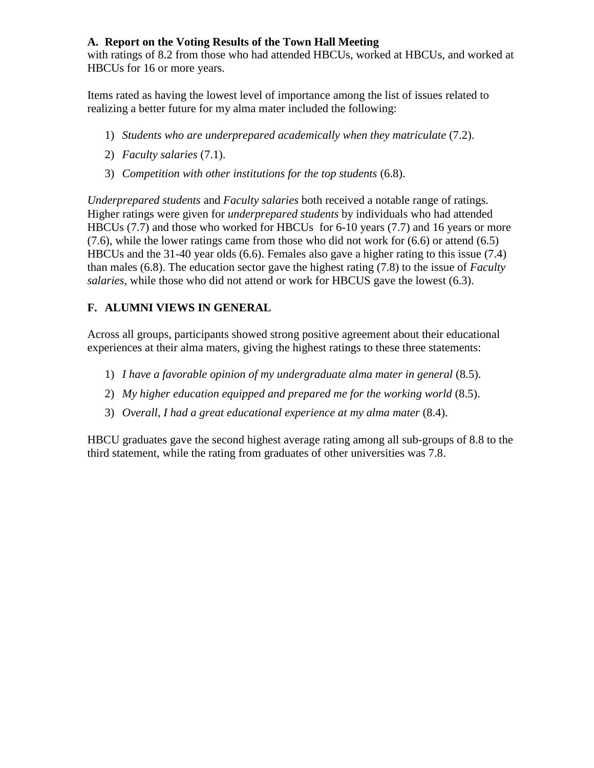with ratings of 8.2 from those who had attended HBCUs, worked at HBCUs, and worked at HBCUs for 16 or more years.

Items rated as having the lowest level of importance among the list of issues related to realizing a better future for my alma mater included the following:

1) *Students who are underprepared academically when they matriculate* (7.2).
2) *Faculty salaries* (7.1).
3) *Competition with other institutions for the top students* (6.8).

*Underprepared students* and *Faculty salaries* both received a notable range of ratings. Higher ratings were given for *underprepared students* by individuals who had attended HBCUs (7.7) and those who worked for HBCUs for 6-10 years (7.7) and 16 years or more (7.6), while the lower ratings came from those who did not work for (6.6) or attend (6.5) HBCUs and the 31-40 year olds (6.6). Females also gave a higher rating to this issue (7.4) than males (6.8). The education sector gave the highest rating (7.8) to the issue of *Faculty salaries*, while those who did not attend or work for HBCUS gave the lowest (6.3).

## F. ALUMNI VIEWS IN GENERAL

Across all groups, participants showed strong positive agreement about their educational experiences at their alma maters, giving the highest ratings to these three statements:

1) *I have a favorable opinion of my undergraduate alma mater in general* (8.5).
2) *My higher education equipped and prepared me for the working world* (8.5).
3) *Overall, I had a great educational experience at my alma mater* (8.4).

HBCU graduates gave the second highest average rating among all sub-groups of 8.8 to the third statement, while the rating from graduates of other universities was 7.8.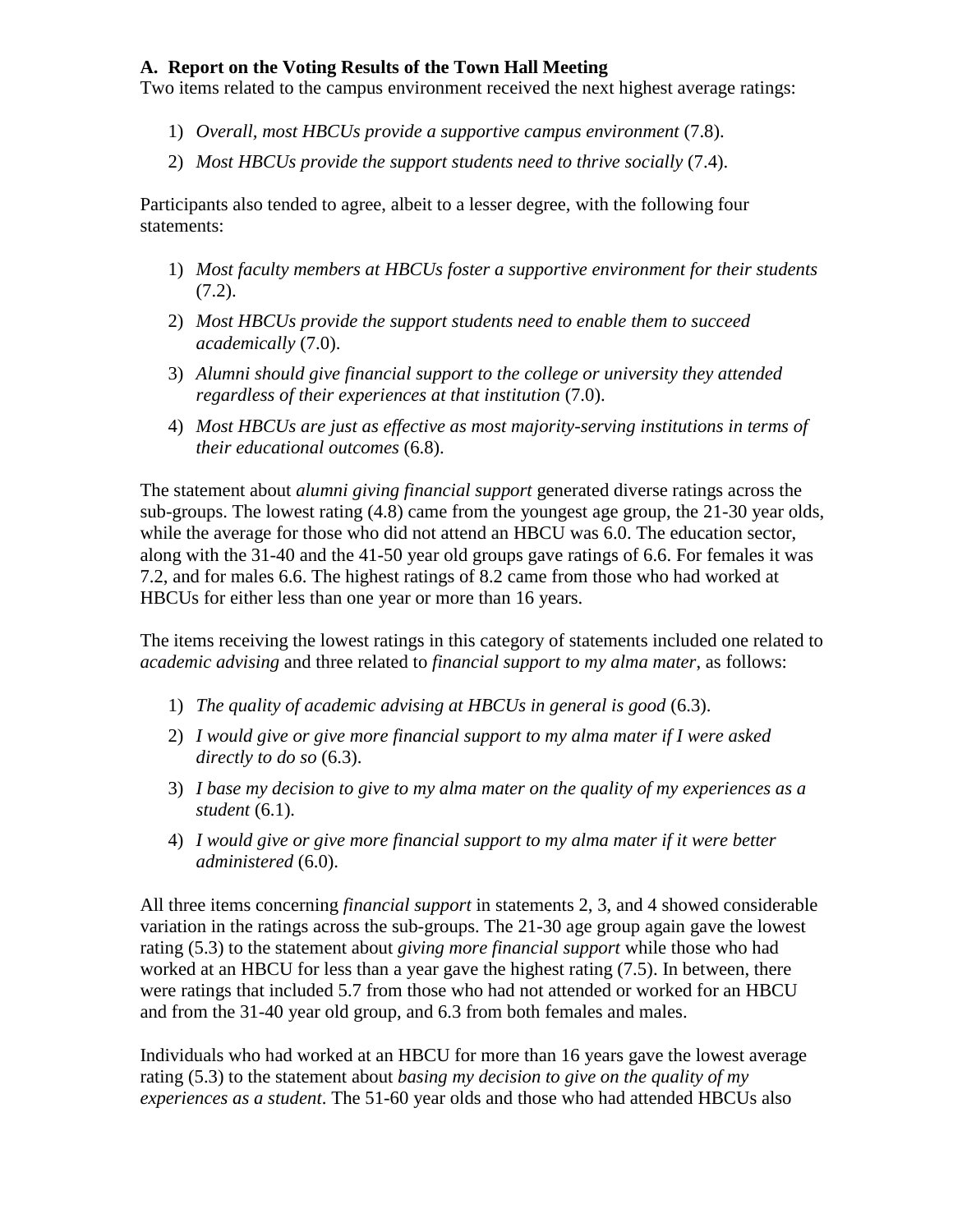### A. Report on the Voting Results of the Town Hall Meeting

Two items related to the campus environment received the next highest average ratings:

1) *Overall, most HBCUs provide a supportive campus environment* (7.8).
2) *Most HBCUs provide the support students need to thrive socially* (7.4).

Participants also tended to agree, albeit to a lesser degree, with the following four statements:

1) *Most faculty members at HBCUs foster a supportive environment for their students* (7.2).
2) *Most HBCUs provide the support students need to enable them to succeed academically* (7.0).
3) *Alumni should give financial support to the college or university they attended regardless of their experiences at that institution* (7.0).
4) *Most HBCUs are just as effective as most majority-serving institutions in terms of their educational outcomes* (6.8).

The statement about *alumni giving financial support* generated diverse ratings across the sub-groups. The lowest rating (4.8) came from the youngest age group, the 21-30 year olds, while the average for those who did not attend an HBCU was 6.0. The education sector, along with the 31-40 and the 41-50 year old groups gave ratings of 6.6. For females it was 7.2, and for males 6.6. The highest ratings of 8.2 came from those who had worked at HBCUs for either less than one year or more than 16 years.

The items receiving the lowest ratings in this category of statements included one related to *academic advising* and three related to *financial support to my alma mater*, as follows:

1) *The quality of academic advising at HBCUs in general is good* (6.3).
2) *I would give or give more financial support to my alma mater if I were asked directly to do so* (6.3).
3) *I base my decision to give to my alma mater on the quality of my experiences as a student* (6.1).
4) *I would give or give more financial support to my alma mater if it were better administered* (6.0).

All three items concerning *financial support* in statements 2, 3, and 4 showed considerable variation in the ratings across the sub-groups. The 21-30 age group again gave the lowest rating (5.3) to the statement about *giving more financial support* while those who had worked at an HBCU for less than a year gave the highest rating (7.5). In between, there were ratings that included 5.7 from those who had not attended or worked for an HBCU and from the 31-40 year old group, and 6.3 from both females and males.

Individuals who had worked at an HBCU for more than 16 years gave the lowest average rating (5.3) to the statement about *basing my decision to give on the quality of my experiences as a student*. The 51-60 year olds and those who had attended HBCUs also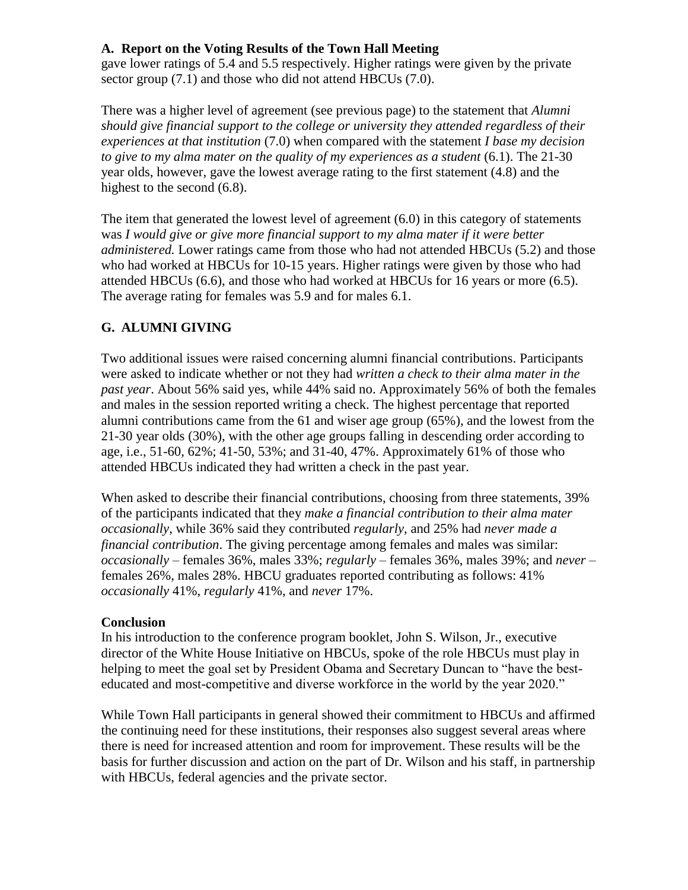gave lower ratings of 5.4 and 5.5 respectively. Higher ratings were given by the private sector group (7.1) and those who did not attend HBCUs (7.0).

There was a higher level of agreement (see previous page) to the statement that *Alumni should give financial support to the college or university they attended regardless of their experiences at that institution* (7.0) when compared with the statement *I base my decision to give to my alma mater on the quality of my experiences as a student* (6.1). The 21-30 year olds, however, gave the lowest average rating to the first statement (4.8) and the highest to the second (6.8).

The item that generated the lowest level of agreement (6.0) in this category of statements was *I would give or give more financial support to my alma mater if it were better administered.* Lower ratings came from those who had not attended HBCUs (5.2) and those who had worked at HBCUs for 10-15 years. Higher ratings were given by those who had attended HBCUs (6.6), and those who had worked at HBCUs for 16 years or more (6.5). The average rating for females was 5.9 and for males 6.1.

## G. ALUMNI GIVING

Two additional issues were raised concerning alumni financial contributions. Participants were asked to indicate whether or not they had *written a check to their alma mater in the past year*. About 56% said yes, while 44% said no. Approximately 56% of both the females and males in the session reported writing a check. The highest percentage that reported alumni contributions came from the 61 and wiser age group (65%), and the lowest from the 21-30 year olds (30%), with the other age groups falling in descending order according to age, i.e., 51-60, 62%; 41-50, 53%; and 31-40, 47%. Approximately 61% of those who attended HBCUs indicated they had written a check in the past year.

When asked to describe their financial contributions, choosing from three statements, 39% of the participants indicated that they *make a financial contribution to their alma mater occasionally*, while 36% said they contributed *regularly*, and 25% had *never made a financial contribution*. The giving percentage among females and males was similar: *occasionally* – females 36%, males 33%; *regularly* – females 36%, males 39%; and *never* – females 26%, males 28%. HBCU graduates reported contributing as follows: 41% *occasionally* 41%, *regularly* 41%, and *never* 17%.

### Conclusion

In his introduction to the conference program booklet, John S. Wilson, Jr., executive director of the White House Initiative on HBCUs, spoke of the role HBCUs must play in helping to meet the goal set by President Obama and Secretary Duncan to "have the best-educated and most-competitive and diverse workforce in the world by the year 2020."

While Town Hall participants in general showed their commitment to HBCUs and affirmed the continuing need for these institutions, their responses also suggest several areas where there is need for increased attention and room for improvement. These results will be the basis for further discussion and action on the part of Dr. Wilson and his staff, in partnership with HBCUs, federal agencies and the private sector.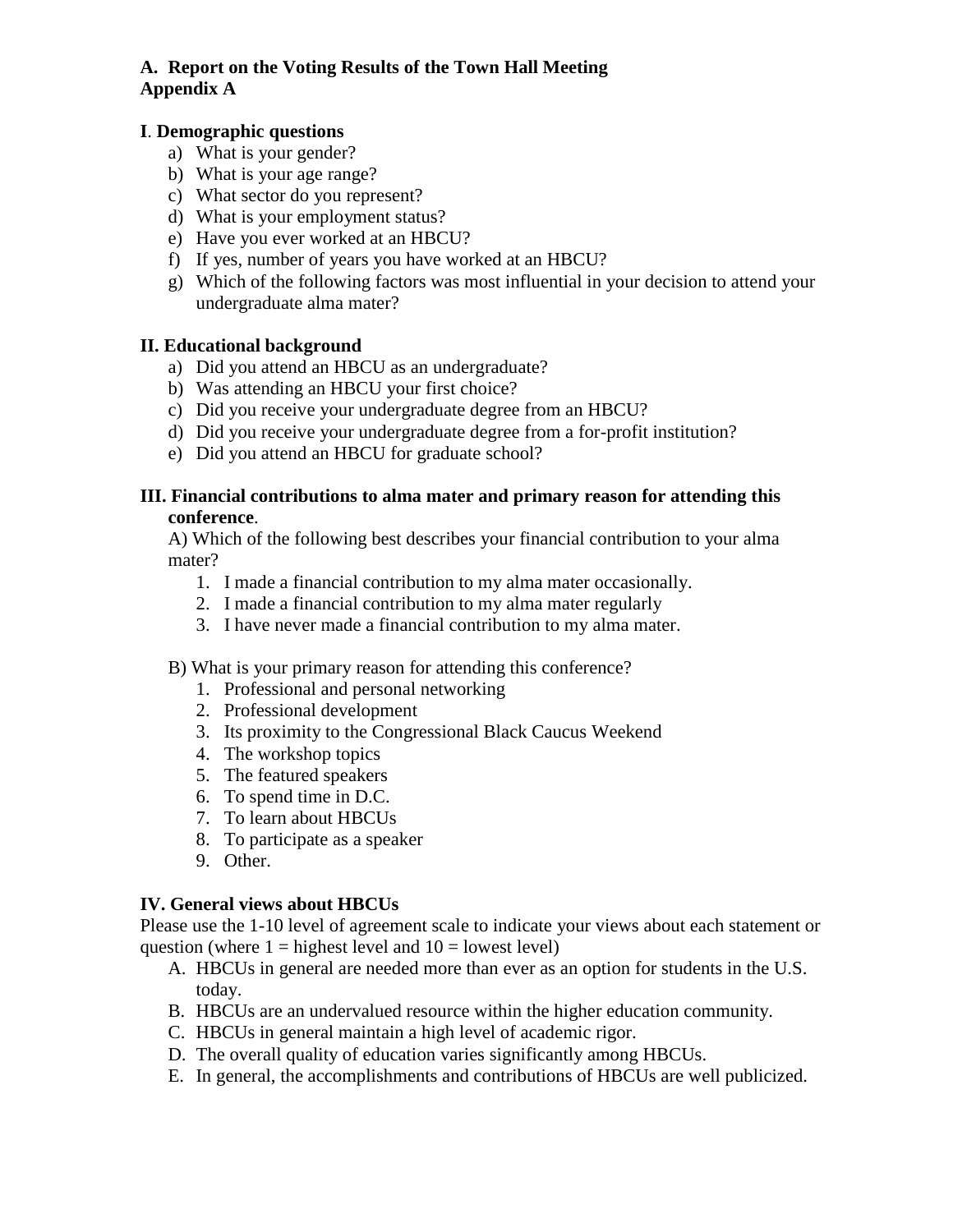**A. Report on the Voting Results of the Town Hall Meeting**
**Appendix A**

**I. Demographic questions**

a) What is your gender?
b) What is your age range?
c) What sector do you represent?
d) What is your employment status?
e) Have you ever worked at an HBCU?
f) If yes, number of years you have worked at an HBCU?
g) Which of the following factors was most influential in your decision to attend your undergraduate alma mater?

**II. Educational background**

a) Did you attend an HBCU as an undergraduate?
b) Was attending an HBCU your first choice?
c) Did you receive your undergraduate degree from an HBCU?
d) Did you receive your undergraduate degree from a for-profit institution?
e) Did you attend an HBCU for graduate school?

**III. Financial contributions to alma mater and primary reason for attending this conference**.

A) Which of the following best describes your financial contribution to your alma mater?

1. I made a financial contribution to my alma mater occasionally.
2. I made a financial contribution to my alma mater regularly
3. I have never made a financial contribution to my alma mater.

B) What is your primary reason for attending this conference?

1. Professional and personal networking
2. Professional development
3. Its proximity to the Congressional Black Caucus Weekend
4. The workshop topics
5. The featured speakers
6. To spend time in D.C.
7. To learn about HBCUs
8. To participate as a speaker
9. Other.

**IV. General views about HBCUs**

Please use the 1-10 level of agreement scale to indicate your views about each statement or question (where 1 = highest level and 10 = lowest level)

A. HBCUs in general are needed more than ever as an option for students in the U.S. today.
B. HBCUs are an undervalued resource within the higher education community.
C. HBCUs in general maintain a high level of academic rigor.
D. The overall quality of education varies significantly among HBCUs.
E. In general, the accomplishments and contributions of HBCUs are well publicized.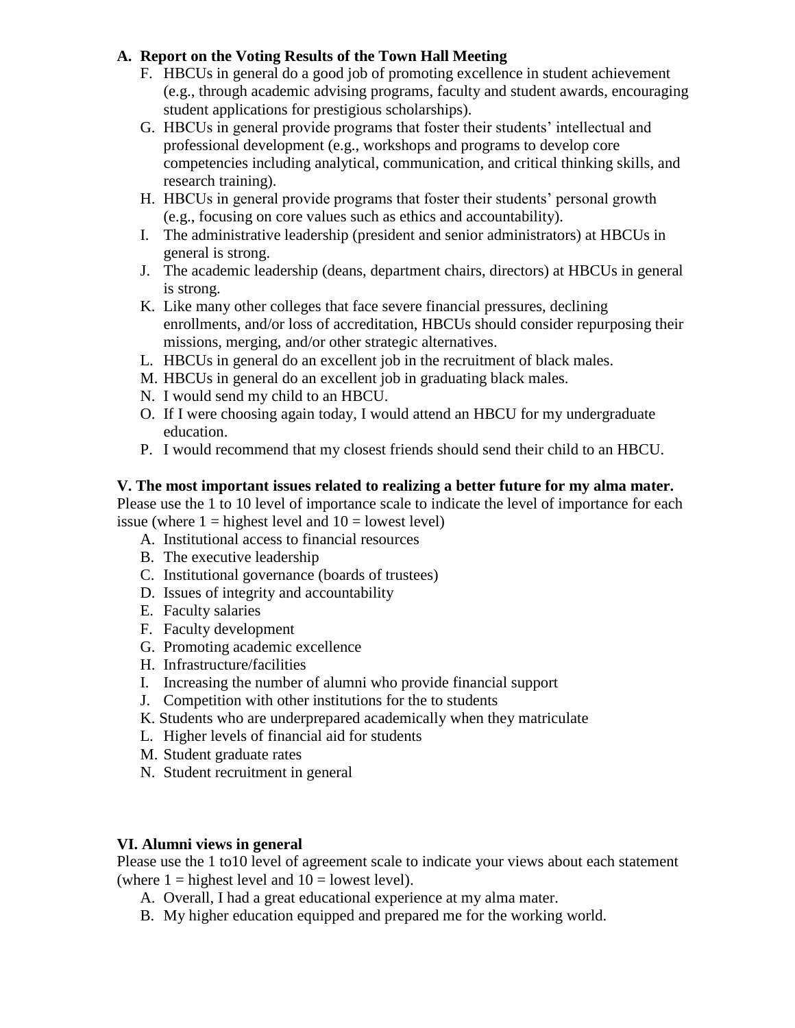**A. Report on the Voting Results of the Town Hall Meeting**

F. HBCUs in general do a good job of promoting excellence in student achievement (e.g., through academic advising programs, faculty and student awards, encouraging student applications for prestigious scholarships).
G. HBCUs in general provide programs that foster their students' intellectual and professional development (e.g., workshops and programs to develop core competencies including analytical, communication, and critical thinking skills, and research training).
H. HBCUs in general provide programs that foster their students' personal growth (e.g., focusing on core values such as ethics and accountability).
I. The administrative leadership (president and senior administrators) at HBCUs in general is strong.
J. The academic leadership (deans, department chairs, directors) at HBCUs in general is strong.
K. Like many other colleges that face severe financial pressures, declining enrollments, and/or loss of accreditation, HBCUs should consider repurposing their missions, merging, and/or other strategic alternatives.
L. HBCUs in general do an excellent job in the recruitment of black males.
M. HBCUs in general do an excellent job in graduating black males.
N. I would send my child to an HBCU.
O. If I were choosing again today, I would attend an HBCU for my undergraduate education.
P. I would recommend that my closest friends should send their child to an HBCU.

**V. The most important issues related to realizing a better future for my alma mater.**

Please use the 1 to 10 level of importance scale to indicate the level of importance for each issue (where 1 = highest level and 10 = lowest level)

A. Institutional access to financial resources
B. The executive leadership
C. Institutional governance (boards of trustees)
D. Issues of integrity and accountability
E. Faculty salaries
F. Faculty development
G. Promoting academic excellence
H. Infrastructure/facilities
I. Increasing the number of alumni who provide financial support
J. Competition with other institutions for the to students
K. Students who are underprepared academically when they matriculate
L. Higher levels of financial aid for students
M. Student graduate rates
N. Student recruitment in general

**VI. Alumni views in general**

Please use the 1 to10 level of agreement scale to indicate your views about each statement (where 1 = highest level and 10 = lowest level).

A. Overall, I had a great educational experience at my alma mater.
B. My higher education equipped and prepared me for the working world.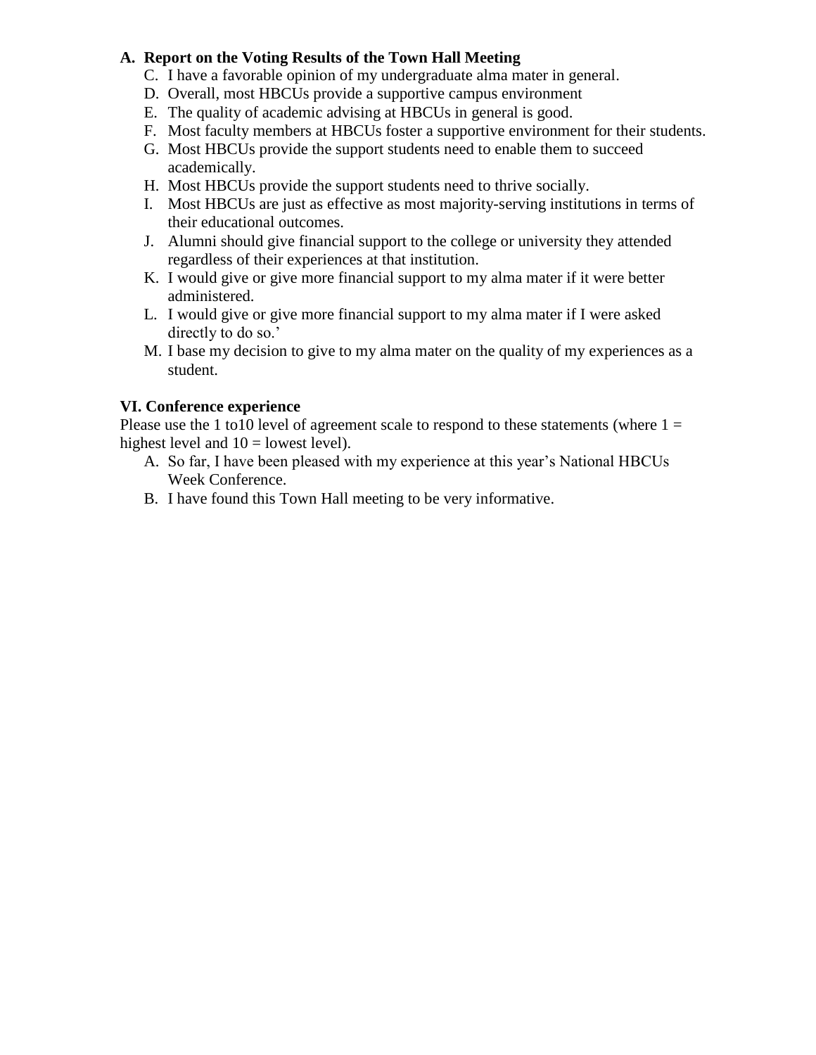**A. Report on the Voting Results of the Town Hall Meeting**

C. I have a favorable opinion of my undergraduate alma mater in general.
D. Overall, most HBCUs provide a supportive campus environment
E. The quality of academic advising at HBCUs in general is good.
F. Most faculty members at HBCUs foster a supportive environment for their students.
G. Most HBCUs provide the support students need to enable them to succeed academically.
H. Most HBCUs provide the support students need to thrive socially.
I. Most HBCUs are just as effective as most majority-serving institutions in terms of their educational outcomes.
J. Alumni should give financial support to the college or university they attended regardless of their experiences at that institution.
K. I would give or give more financial support to my alma mater if it were better administered.
L. I would give or give more financial support to my alma mater if I were asked directly to do so.'
M. I base my decision to give to my alma mater on the quality of my experiences as a student.

**VI. Conference experience**

Please use the 1 to10 level of agreement scale to respond to these statements (where 1 = highest level and 10 = lowest level).

A. So far, I have been pleased with my experience at this year's National HBCUs Week Conference.
B. I have found this Town Hall meeting to be very informative.